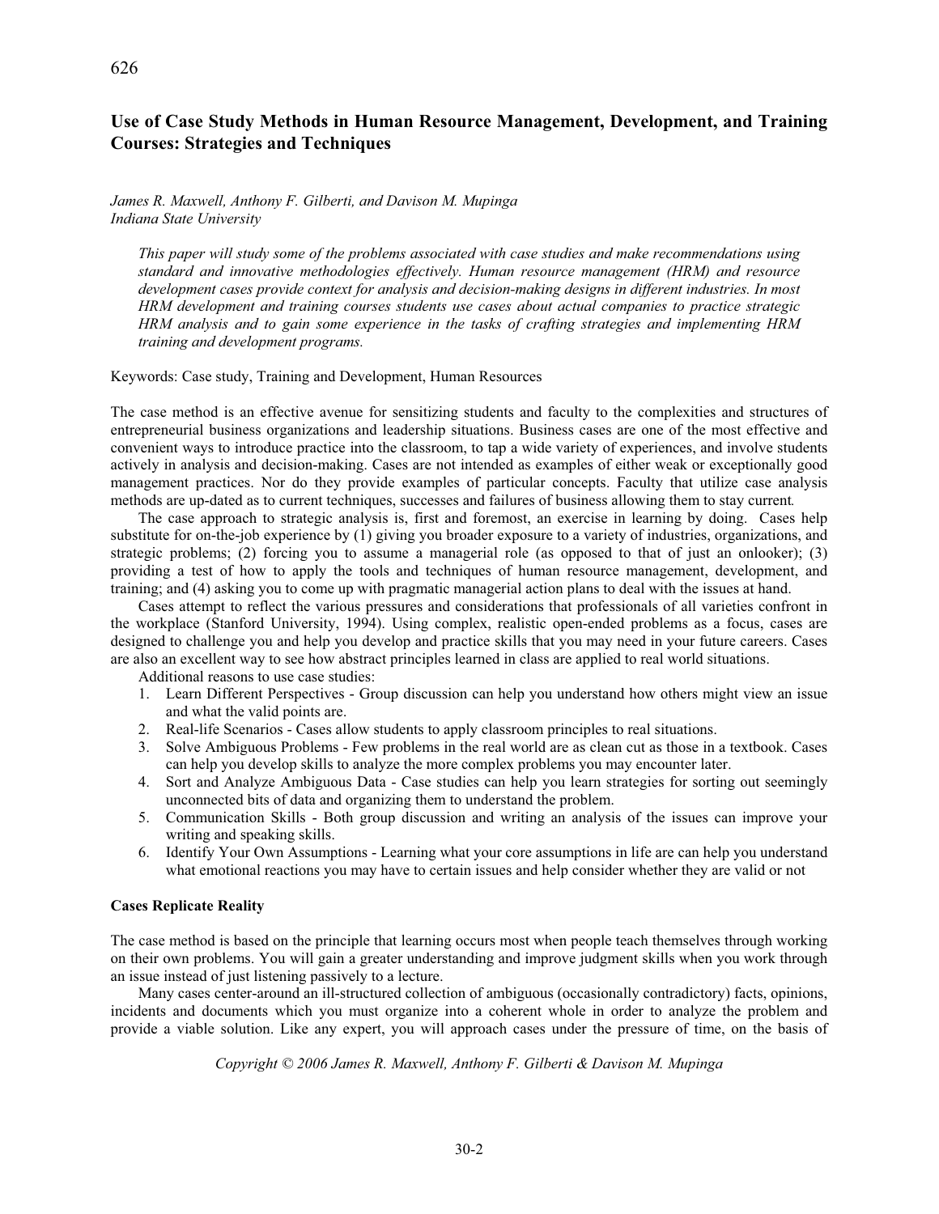# Use of Case Study Methods in Human Resource Management, Development, and Training Courses: Strategies and Techniques

*James R. Maxwell, Anthony F. Gilberti, and Davison M. Mupinga*
*Indiana State University*

*This paper will study some of the problems associated with case studies and make recommendations using standard and innovative methodologies effectively. Human resource management (HRM) and resource development cases provide context for analysis and decision-making designs in different industries. In most HRM development and training courses students use cases about actual companies to practice strategic HRM analysis and to gain some experience in the tasks of crafting strategies and implementing HRM training and development programs.*

Keywords: Case study, Training and Development, Human Resources

The case method is an effective avenue for sensitizing students and faculty to the complexities and structures of entrepreneurial business organizations and leadership situations. Business cases are one of the most effective and convenient ways to introduce practice into the classroom, to tap a wide variety of experiences, and involve students actively in analysis and decision-making. Cases are not intended as examples of either weak or exceptionally good management practices. Nor do they provide examples of particular concepts. Faculty that utilize case analysis methods are up-dated as to current techniques, successes and failures of business allowing them to stay current.

The case approach to strategic analysis is, first and foremost, an exercise in learning by doing. Cases help substitute for on-the-job experience by (1) giving you broader exposure to a variety of industries, organizations, and strategic problems; (2) forcing you to assume a managerial role (as opposed to that of just an onlooker); (3) providing a test of how to apply the tools and techniques of human resource management, development, and training; and (4) asking you to come up with pragmatic managerial action plans to deal with the issues at hand.

Cases attempt to reflect the various pressures and considerations that professionals of all varieties confront in the workplace (Stanford University, 1994). Using complex, realistic open-ended problems as a focus, cases are designed to challenge you and help you develop and practice skills that you may need in your future careers. Cases are also an excellent way to see how abstract principles learned in class are applied to real world situations.

Additional reasons to use case studies:

1. Learn Different Perspectives - Group discussion can help you understand how others might view an issue and what the valid points are.
2. Real-life Scenarios - Cases allow students to apply classroom principles to real situations.
3. Solve Ambiguous Problems - Few problems in the real world are as clean cut as those in a textbook. Cases can help you develop skills to analyze the more complex problems you may encounter later.
4. Sort and Analyze Ambiguous Data - Case studies can help you learn strategies for sorting out seemingly unconnected bits of data and organizing them to understand the problem.
5. Communication Skills - Both group discussion and writing an analysis of the issues can improve your writing and speaking skills.
6. Identify Your Own Assumptions - Learning what your core assumptions in life are can help you understand what emotional reactions you may have to certain issues and help consider whether they are valid or not

**Cases Replicate Reality**

The case method is based on the principle that learning occurs most when people teach themselves through working on their own problems. You will gain a greater understanding and improve judgment skills when you work through an issue instead of just listening passively to a lecture.

Many cases center-around an ill-structured collection of ambiguous (occasionally contradictory) facts, opinions, incidents and documents which you must organize into a coherent whole in order to analyze the problem and provide a viable solution. Like any expert, you will approach cases under the pressure of time, on the basis of

*Copyright © 2006 James R. Maxwell, Anthony F. Gilberti & Davison M. Mupinga*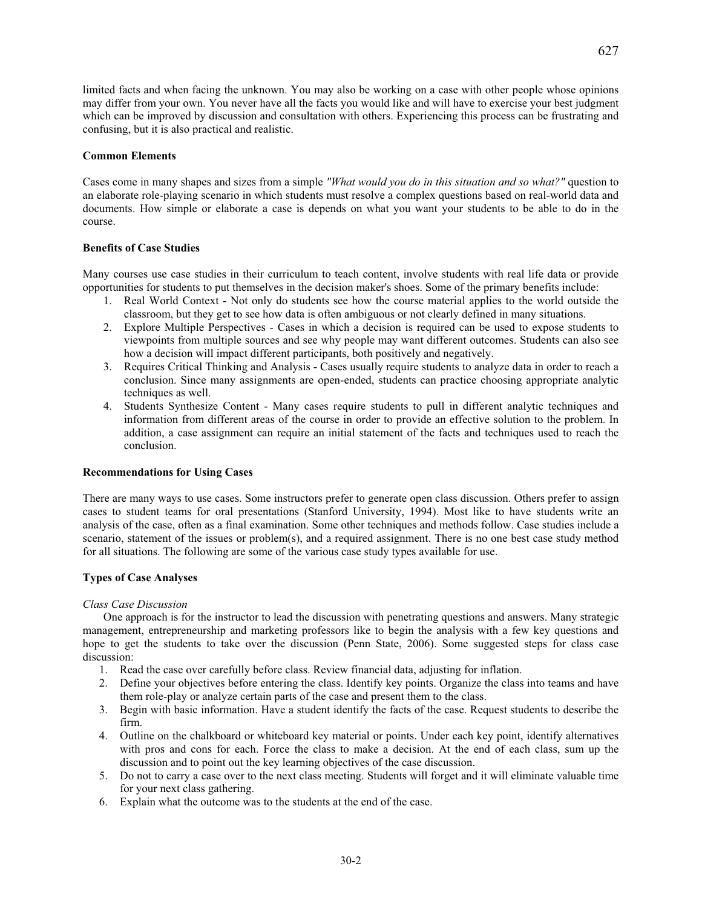limited facts and when facing the unknown. You may also be working on a case with other people whose opinions may differ from your own. You never have all the facts you would like and will have to exercise your best judgment which can be improved by discussion and consultation with others. Experiencing this process can be frustrating and confusing, but it is also practical and realistic.

**Common Elements**

Cases come in many shapes and sizes from a simple *"What would you do in this situation and so what?"* question to an elaborate role-playing scenario in which students must resolve a complex questions based on real-world data and documents. How simple or elaborate a case is depends on what you want your students to be able to do in the course.

**Benefits of Case Studies**

Many courses use case studies in their curriculum to teach content, involve students with real life data or provide opportunities for students to put themselves in the decision maker's shoes. Some of the primary benefits include:

1. Real World Context - Not only do students see how the course material applies to the world outside the classroom, but they get to see how data is often ambiguous or not clearly defined in many situations.
2. Explore Multiple Perspectives - Cases in which a decision is required can be used to expose students to viewpoints from multiple sources and see why people may want different outcomes. Students can also see how a decision will impact different participants, both positively and negatively.
3. Requires Critical Thinking and Analysis - Cases usually require students to analyze data in order to reach a conclusion. Since many assignments are open-ended, students can practice choosing appropriate analytic techniques as well.
4. Students Synthesize Content - Many cases require students to pull in different analytic techniques and information from different areas of the course in order to provide an effective solution to the problem. In addition, a case assignment can require an initial statement of the facts and techniques used to reach the conclusion.

**Recommendations for Using Cases**

There are many ways to use cases. Some instructors prefer to generate open class discussion. Others prefer to assign cases to student teams for oral presentations (Stanford University, 1994). Most like to have students write an analysis of the case, often as a final examination. Some other techniques and methods follow. Case studies include a scenario, statement of the issues or problem(s), and a required assignment. There is no one best case study method for all situations. The following are some of the various case study types available for use.

**Types of Case Analyses**

*Class Case Discussion*

One approach is for the instructor to lead the discussion with penetrating questions and answers. Many strategic management, entrepreneurship and marketing professors like to begin the analysis with a few key questions and hope to get the students to take over the discussion (Penn State, 2006). Some suggested steps for class case discussion:

1. Read the case over carefully before class. Review financial data, adjusting for inflation.
2. Define your objectives before entering the class. Identify key points. Organize the class into teams and have them role-play or analyze certain parts of the case and present them to the class.
3. Begin with basic information. Have a student identify the facts of the case. Request students to describe the firm.
4. Outline on the chalkboard or whiteboard key material or points. Under each key point, identify alternatives with pros and cons for each. Force the class to make a decision. At the end of each class, sum up the discussion and to point out the key learning objectives of the case discussion.
5. Do not to carry a case over to the next class meeting. Students will forget and it will eliminate valuable time for your next class gathering.
6. Explain what the outcome was to the students at the end of the case.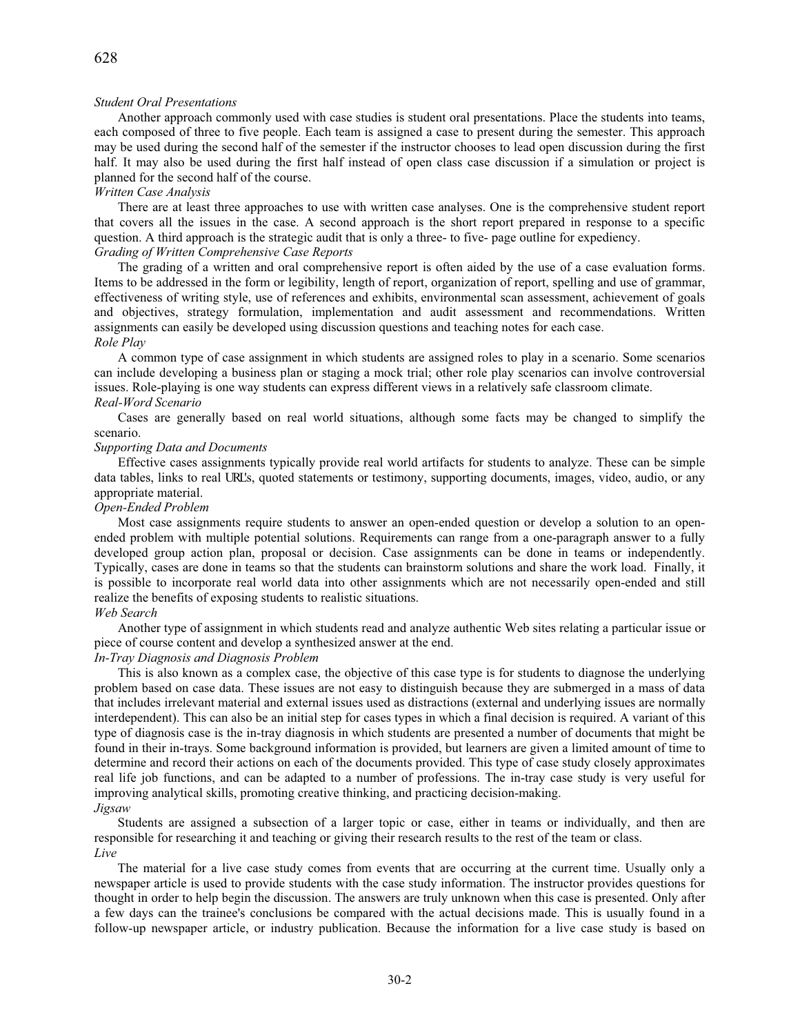*Student Oral Presentations*

Another approach commonly used with case studies is student oral presentations. Place the students into teams, each composed of three to five people. Each team is assigned a case to present during the semester. This approach may be used during the second half of the semester if the instructor chooses to lead open discussion during the first half. It may also be used during the first half instead of open class case discussion if a simulation or project is planned for the second half of the course.

*Written Case Analysis*

There are at least three approaches to use with written case analyses. One is the comprehensive student report that covers all the issues in the case. A second approach is the short report prepared in response to a specific question. A third approach is the strategic audit that is only a three- to five- page outline for expediency.

*Grading of Written Comprehensive Case Reports*

The grading of a written and oral comprehensive report is often aided by the use of a case evaluation forms. Items to be addressed in the form or legibility, length of report, organization of report, spelling and use of grammar, effectiveness of writing style, use of references and exhibits, environmental scan assessment, achievement of goals and objectives, strategy formulation, implementation and audit assessment and recommendations. Written assignments can easily be developed using discussion questions and teaching notes for each case.

*Role Play*

A common type of case assignment in which students are assigned roles to play in a scenario. Some scenarios can include developing a business plan or staging a mock trial; other role play scenarios can involve controversial issues. Role-playing is one way students can express different views in a relatively safe classroom climate.

*Real-Word Scenario*

Cases are generally based on real world situations, although some facts may be changed to simplify the scenario.

*Supporting Data and Documents*

Effective cases assignments typically provide real world artifacts for students to analyze. These can be simple data tables, links to real URL's, quoted statements or testimony, supporting documents, images, video, audio, or any appropriate material.

*Open-Ended Problem*

Most case assignments require students to answer an open-ended question or develop a solution to an open-ended problem with multiple potential solutions. Requirements can range from a one-paragraph answer to a fully developed group action plan, proposal or decision. Case assignments can be done in teams or independently. Typically, cases are done in teams so that the students can brainstorm solutions and share the work load. Finally, it is possible to incorporate real world data into other assignments which are not necessarily open-ended and still realize the benefits of exposing students to realistic situations.

*Web Search*

Another type of assignment in which students read and analyze authentic Web sites relating a particular issue or piece of course content and develop a synthesized answer at the end.

*In-Tray Diagnosis and Diagnosis Problem*

This is also known as a complex case, the objective of this case type is for students to diagnose the underlying problem based on case data. These issues are not easy to distinguish because they are submerged in a mass of data that includes irrelevant material and external issues used as distractions (external and underlying issues are normally interdependent). This can also be an initial step for cases types in which a final decision is required. A variant of this type of diagnosis case is the in-tray diagnosis in which students are presented a number of documents that might be found in their in-trays. Some background information is provided, but learners are given a limited amount of time to determine and record their actions on each of the documents provided. This type of case study closely approximates real life job functions, and can be adapted to a number of professions. The in-tray case study is very useful for improving analytical skills, promoting creative thinking, and practicing decision-making.

*Jigsaw*

Students are assigned a subsection of a larger topic or case, either in teams or individually, and then are responsible for researching it and teaching or giving their research results to the rest of the team or class.

*Live*

The material for a live case study comes from events that are occurring at the current time. Usually only a newspaper article is used to provide students with the case study information. The instructor provides questions for thought in order to help begin the discussion. The answers are truly unknown when this case is presented. Only after a few days can the trainee's conclusions be compared with the actual decisions made. This is usually found in a follow-up newspaper article, or industry publication. Because the information for a live case study is based on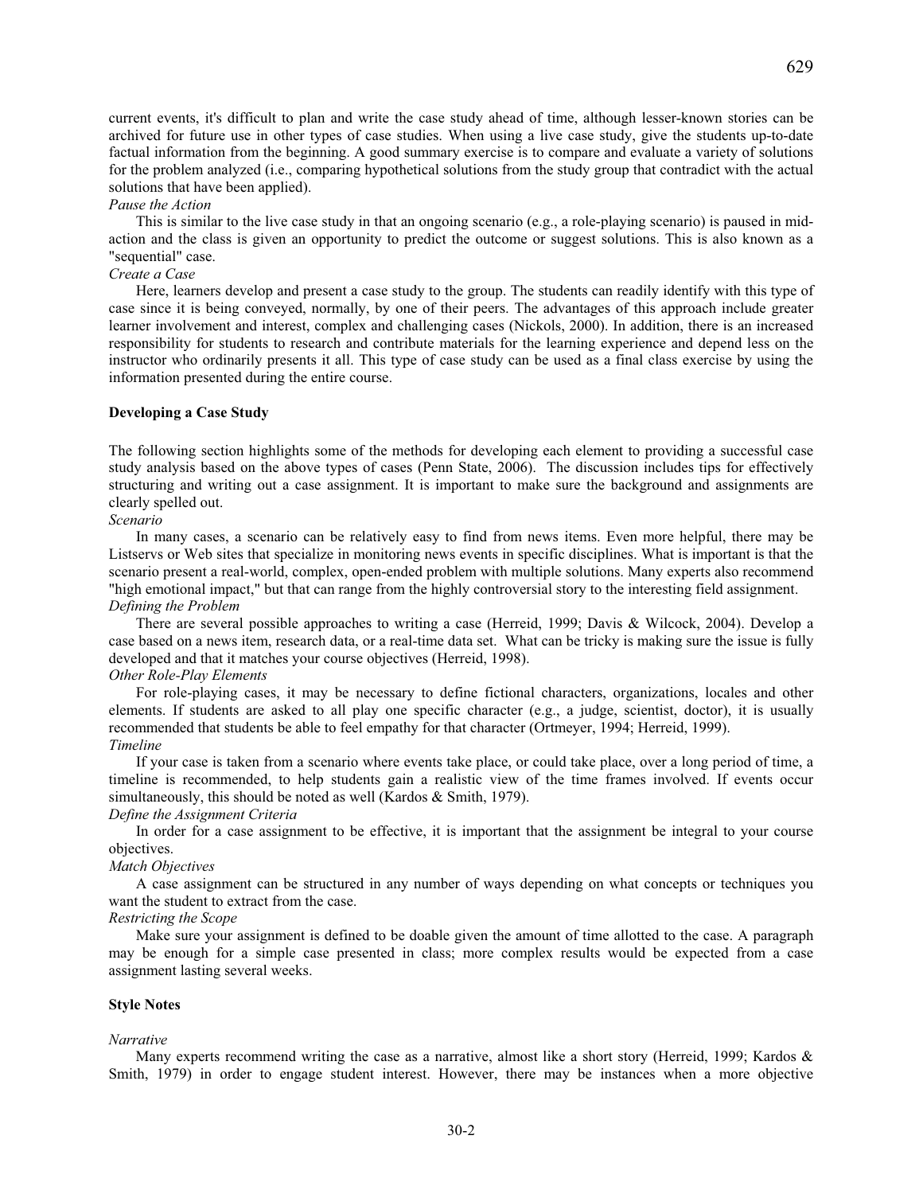current events, it's difficult to plan and write the case study ahead of time, although lesser-known stories can be archived for future use in other types of case studies. When using a live case study, give the students up-to-date factual information from the beginning. A good summary exercise is to compare and evaluate a variety of solutions for the problem analyzed (i.e., comparing hypothetical solutions from the study group that contradict with the actual solutions that have been applied).

*Pause the Action*

This is similar to the live case study in that an ongoing scenario (e.g., a role-playing scenario) is paused in mid-action and the class is given an opportunity to predict the outcome or suggest solutions. This is also known as a "sequential" case.

*Create a Case*

Here, learners develop and present a case study to the group. The students can readily identify with this type of case since it is being conveyed, normally, by one of their peers. The advantages of this approach include greater learner involvement and interest, complex and challenging cases (Nickols, 2000). In addition, there is an increased responsibility for students to research and contribute materials for the learning experience and depend less on the instructor who ordinarily presents it all. This type of case study can be used as a final class exercise by using the information presented during the entire course.

**Developing a Case Study**

The following section highlights some of the methods for developing each element to providing a successful case study analysis based on the above types of cases (Penn State, 2006). The discussion includes tips for effectively structuring and writing out a case assignment. It is important to make sure the background and assignments are clearly spelled out.

*Scenario*

In many cases, a scenario can be relatively easy to find from news items. Even more helpful, there may be Listservs or Web sites that specialize in monitoring news events in specific disciplines. What is important is that the scenario present a real-world, complex, open-ended problem with multiple solutions. Many experts also recommend "high emotional impact," but that can range from the highly controversial story to the interesting field assignment.

*Defining the Problem*

There are several possible approaches to writing a case (Herreid, 1999; Davis & Wilcock, 2004). Develop a case based on a news item, research data, or a real-time data set. What can be tricky is making sure the issue is fully developed and that it matches your course objectives (Herreid, 1998).

*Other Role-Play Elements*

For role-playing cases, it may be necessary to define fictional characters, organizations, locales and other elements. If students are asked to all play one specific character (e.g., a judge, scientist, doctor), it is usually recommended that students be able to feel empathy for that character (Ortmeyer, 1994; Herreid, 1999).

*Timeline*

If your case is taken from a scenario where events take place, or could take place, over a long period of time, a timeline is recommended, to help students gain a realistic view of the time frames involved. If events occur simultaneously, this should be noted as well (Kardos & Smith, 1979).

*Define the Assignment Criteria*

In order for a case assignment to be effective, it is important that the assignment be integral to your course objectives.

*Match Objectives*

A case assignment can be structured in any number of ways depending on what concepts or techniques you want the student to extract from the case.

*Restricting the Scope*

Make sure your assignment is defined to be doable given the amount of time allotted to the case. A paragraph may be enough for a simple case presented in class; more complex results would be expected from a case assignment lasting several weeks.

**Style Notes**

*Narrative*

Many experts recommend writing the case as a narrative, almost like a short story (Herreid, 1999; Kardos & Smith, 1979) in order to engage student interest. However, there may be instances when a more objective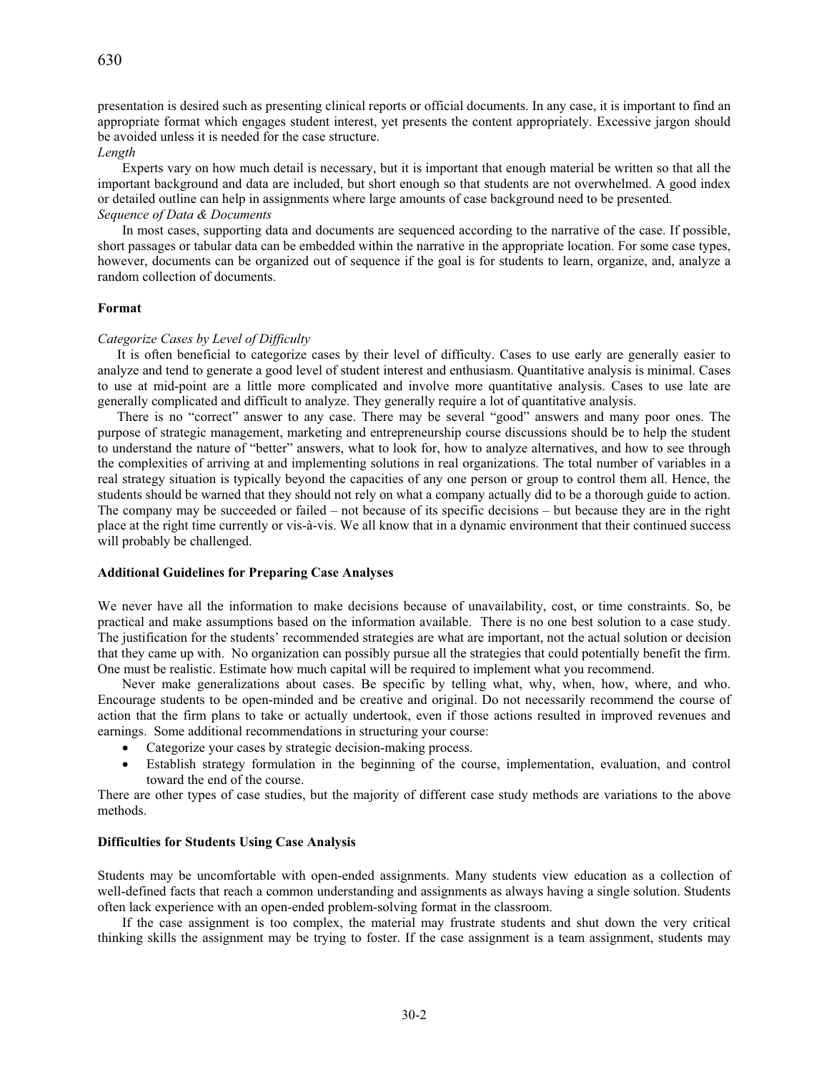presentation is desired such as presenting clinical reports or official documents. In any case, it is important to find an appropriate format which engages student interest, yet presents the content appropriately. Excessive jargon should be avoided unless it is needed for the case structure.

*Length*

Experts vary on how much detail is necessary, but it is important that enough material be written so that all the important background and data are included, but short enough so that students are not overwhelmed. A good index or detailed outline can help in assignments where large amounts of case background need to be presented.

*Sequence of Data & Documents*

In most cases, supporting data and documents are sequenced according to the narrative of the case. If possible, short passages or tabular data can be embedded within the narrative in the appropriate location. For some case types, however, documents can be organized out of sequence if the goal is for students to learn, organize, and, analyze a random collection of documents.

**Format**

*Categorize Cases by Level of Difficulty*

It is often beneficial to categorize cases by their level of difficulty. Cases to use early are generally easier to analyze and tend to generate a good level of student interest and enthusiasm. Quantitative analysis is minimal. Cases to use at mid-point are a little more complicated and involve more quantitative analysis. Cases to use late are generally complicated and difficult to analyze. They generally require a lot of quantitative analysis.

There is no "correct" answer to any case. There may be several "good" answers and many poor ones. The purpose of strategic management, marketing and entrepreneurship course discussions should be to help the student to understand the nature of "better" answers, what to look for, how to analyze alternatives, and how to see through the complexities of arriving at and implementing solutions in real organizations. The total number of variables in a real strategy situation is typically beyond the capacities of any one person or group to control them all. Hence, the students should be warned that they should not rely on what a company actually did to be a thorough guide to action. The company may be succeeded or failed – not because of its specific decisions – but because they are in the right place at the right time currently or vis-à-vis. We all know that in a dynamic environment that their continued success will probably be challenged.

**Additional Guidelines for Preparing Case Analyses**

We never have all the information to make decisions because of unavailability, cost, or time constraints. So, be practical and make assumptions based on the information available. There is no one best solution to a case study. The justification for the students' recommended strategies are what are important, not the actual solution or decision that they came up with. No organization can possibly pursue all the strategies that could potentially benefit the firm. One must be realistic. Estimate how much capital will be required to implement what you recommend.

Never make generalizations about cases. Be specific by telling what, why, when, how, where, and who. Encourage students to be open-minded and be creative and original. Do not necessarily recommend the course of action that the firm plans to take or actually undertook, even if those actions resulted in improved revenues and earnings. Some additional recommendations in structuring your course:

- Categorize your cases by strategic decision-making process.
- Establish strategy formulation in the beginning of the course, implementation, evaluation, and control toward the end of the course.

There are other types of case studies, but the majority of different case study methods are variations to the above methods.

**Difficulties for Students Using Case Analysis**

Students may be uncomfortable with open-ended assignments. Many students view education as a collection of well-defined facts that reach a common understanding and assignments as always having a single solution. Students often lack experience with an open-ended problem-solving format in the classroom.

If the case assignment is too complex, the material may frustrate students and shut down the very critical thinking skills the assignment may be trying to foster. If the case assignment is a team assignment, students may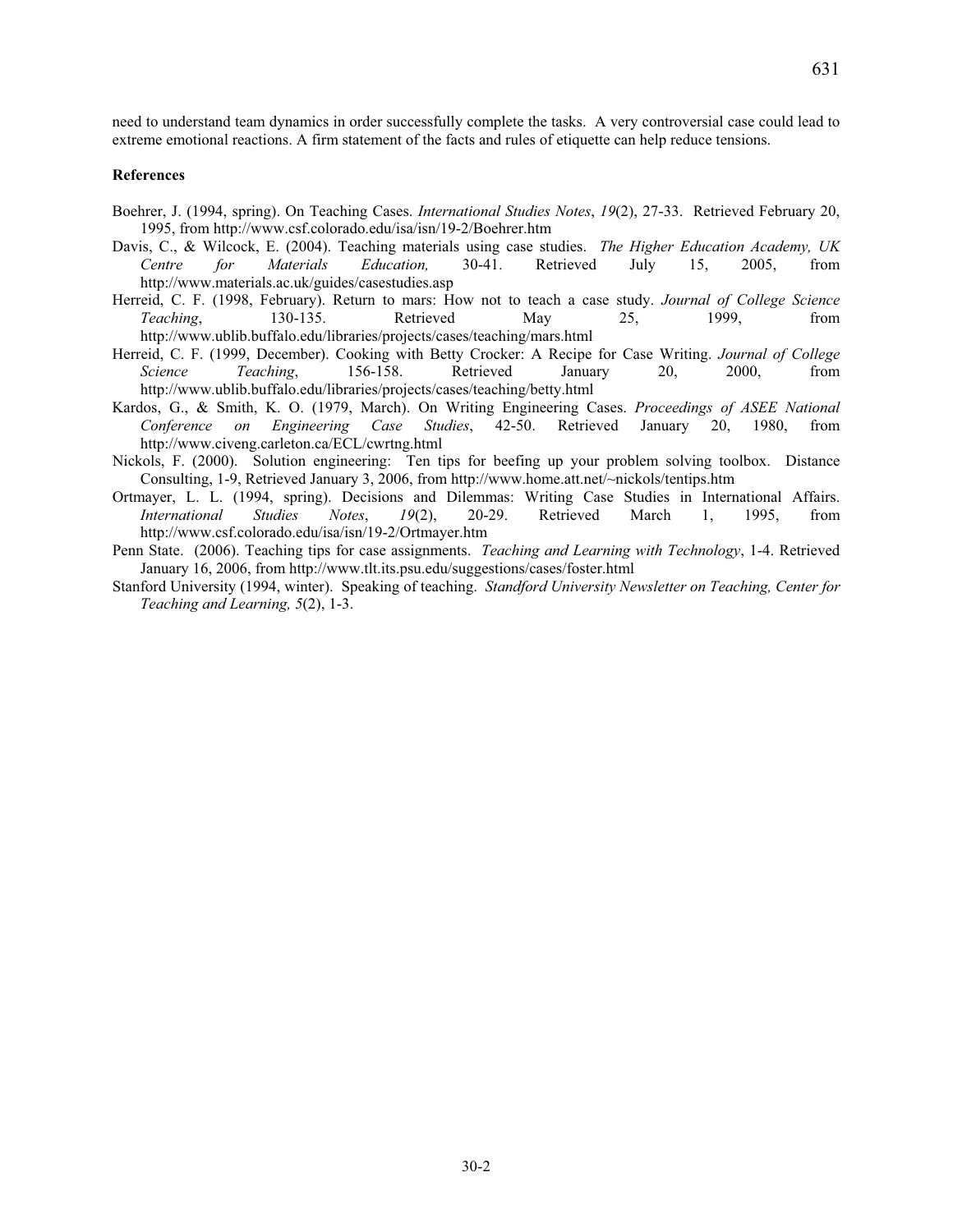need to understand team dynamics in order successfully complete the tasks. A very controversial case could lead to extreme emotional reactions. A firm statement of the facts and rules of etiquette can help reduce tensions.

**References**

Boehrer, J. (1994, spring). On Teaching Cases. *International Studies Notes*, *19*(2), 27-33. Retrieved February 20, 1995, from http://www.csf.colorado.edu/isa/isn/19-2/Boehrer.htm

Davis, C., & Wilcock, E. (2004). Teaching materials using case studies. *The Higher Education Academy, UK Centre for Materials Education,* 30-41. Retrieved July 15, 2005, from http://www.materials.ac.uk/guides/casestudies.asp

Herreid, C. F. (1998, February). Return to mars: How not to teach a case study. *Journal of College Science Teaching*, 130-135. Retrieved May 25, 1999, from http://www.ublib.buffalo.edu/libraries/projects/cases/teaching/mars.html

Herreid, C. F. (1999, December). Cooking with Betty Crocker: A Recipe for Case Writing. *Journal of College Science Teaching*, 156-158. Retrieved January 20, 2000, from http://www.ublib.buffalo.edu/libraries/projects/cases/teaching/betty.html

Kardos, G., & Smith, K. O. (1979, March). On Writing Engineering Cases. *Proceedings of ASEE National Conference on Engineering Case Studies*, 42-50. Retrieved January 20, 1980, from http://www.civeng.carleton.ca/ECL/cwrtng.html

Nickols, F. (2000). Solution engineering: Ten tips for beefing up your problem solving toolbox. Distance Consulting, 1-9, Retrieved January 3, 2006, from http://www.home.att.net/~nickols/tentips.htm

Ortmayer, L. L. (1994, spring). Decisions and Dilemmas: Writing Case Studies in International Affairs. *International Studies Notes*, *19*(2), 20-29. Retrieved March 1, 1995, from http://www.csf.colorado.edu/isa/isn/19-2/Ortmayer.htm

Penn State. (2006). Teaching tips for case assignments. *Teaching and Learning with Technology*, 1-4. Retrieved January 16, 2006, from http://www.tlt.its.psu.edu/suggestions/cases/foster.html

Stanford University (1994, winter). Speaking of teaching. *Standford University Newsletter on Teaching, Center for Teaching and Learning, 5*(2), 1-3.